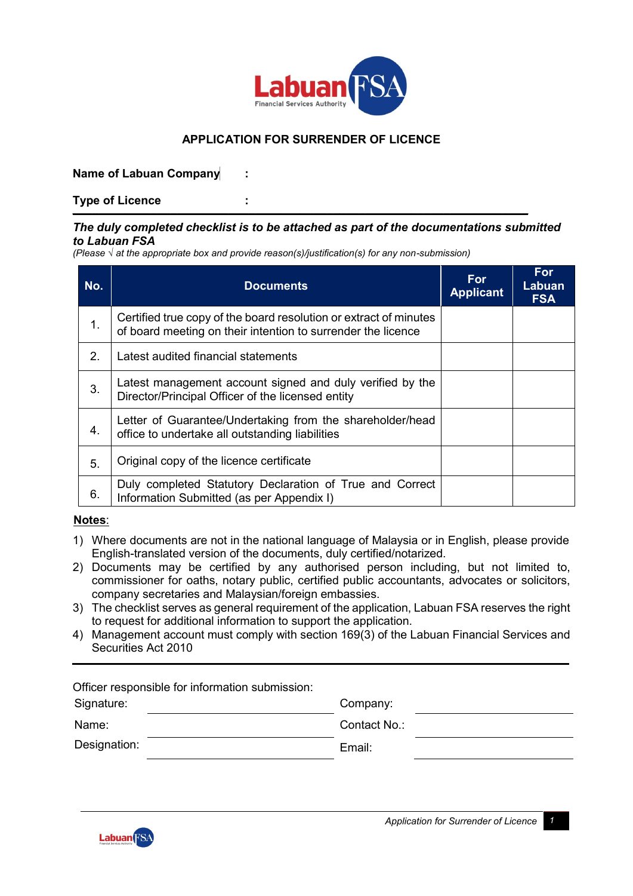# APPLICATION FOR SURRENDER OF LICENCE

**Name of Labuan Company** :

**Type of Licence** :

***The duly completed checklist is to be attached as part of the documentations submitted to Labuan FSA***

*(Please √ at the appropriate box and provide reason(s)/justification(s) for any non-submission)*

| No. | Documents | For Applicant | For Labuan FSA |
|---|---|---|---|
| 1. | Certified true copy of the board resolution or extract of minutes of board meeting on their intention to surrender the licence | | |
| 2. | Latest audited financial statements | | |
| 3. | Latest management account signed and duly verified by the Director/Principal Officer of the licensed entity | | |
| 4. | Letter of Guarantee/Undertaking from the shareholder/head office to undertake all outstanding liabilities | | |
| 5. | Original copy of the licence certificate | | |
| 6. | Duly completed Statutory Declaration of True and Correct Information Submitted (as per Appendix I) | | |

**Notes**:

1) Where documents are not in the national language of Malaysia or in English, please provide English-translated version of the documents, duly certified/notarized.
2) Documents may be certified by any authorised person including, but not limited to, commissioner for oaths, notary public, certified public accountants, advocates or solicitors, company secretaries and Malaysian/foreign embassies.
3) The checklist serves as general requirement of the application, Labuan FSA reserves the right to request for additional information to support the application.
4) Management account must comply with section 169(3) of the Labuan Financial Services and Securities Act 2010

Officer responsible for information submission:

| | | | |
|---|---|---|---|
| Signature: | | Company: | |
| Name: | | Contact No.: | |
| Designation: | | Email: | |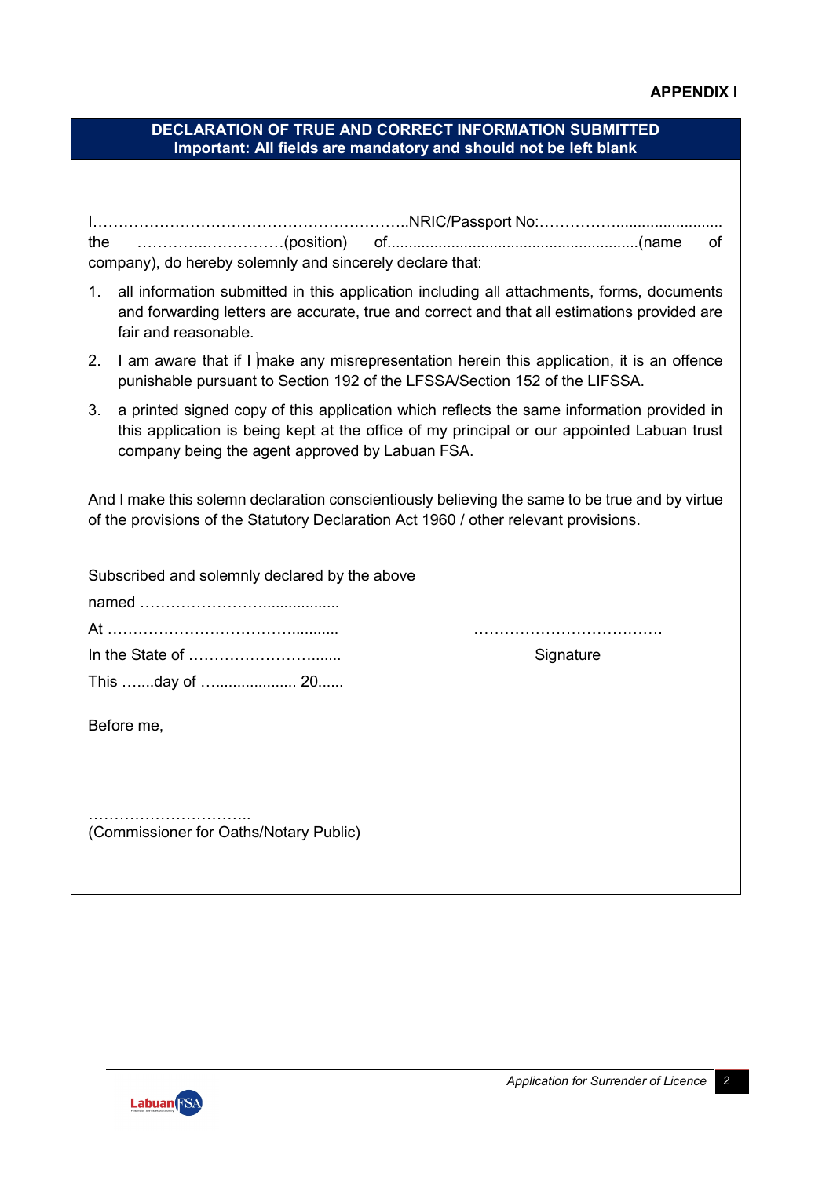**APPENDIX I**

**DECLARATION OF TRUE AND CORRECT INFORMATION SUBMITTED**
**Important: All fields are mandatory and should not be left blank**

I……………………………………………………..NRIC/Passport No:……………........................ the …………..……………(position) of..........................................................(name of company), do hereby solemnly and sincerely declare that:

1. all information submitted in this application including all attachments, forms, documents and forwarding letters are accurate, true and correct and that all estimations provided are fair and reasonable.
2. I am aware that if I make any misrepresentation herein this application, it is an offence punishable pursuant to Section 192 of the LFSSA/Section 152 of the LIFSSA.
3. a printed signed copy of this application which reflects the same information provided in this application is being kept at the office of my principal or our appointed Labuan trust company being the agent approved by Labuan FSA.

And I make this solemn declaration conscientiously believing the same to be true and by virtue of the provisions of the Statutory Declaration Act 1960 / other relevant provisions.

Subscribed and solemnly declared by the above

named ……………………..................

At ………………………………...........

In the State of ……………………........

This …....day of …................... 20......

……………………………….

Signature

Before me,

…………………………..
(Commissioner for Oaths/Notary Public)